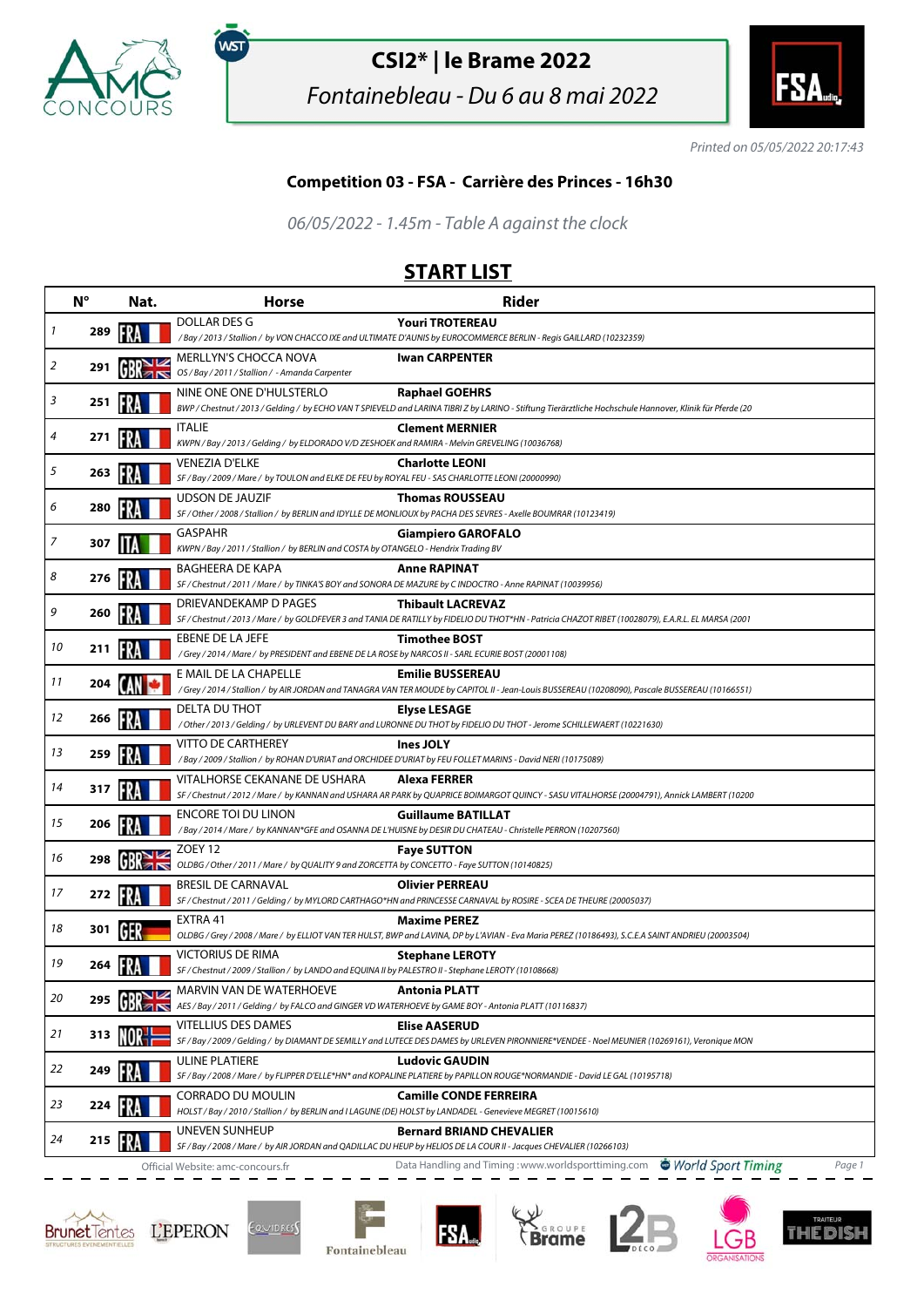# CSI2* | le Brame 2022

*Fontainebleau - Du 6 au 8 mai 2022*

*Printed on 05/05/2022 20:17:43*

### Competition 03 - FSA - Carrière des Princes - 16h30

*06/05/2022 - 1.45m - Table A against the clock*

## START LIST

| | N° | Nat. | Horse | Rider |
|---|---|---|---|---|
| 1 | 289 | FRA | DOLLAR DES G<br>*/ Bay / 2013 / Stallion / by VON CHACCO IXE and ULTIMATE D'AUNIS by EUROCOMMERCE BERLIN - Regis GAILLARD (10232359)* | **Youri TROTEREAU** |
| 2 | 291 | GBR | MERLLYN'S CHOCCA NOVA<br>*OS / Bay / 2011 / Stallion / - Amanda Carpenter* | **Iwan CARPENTER** |
| 3 | 251 | FRA | NINE ONE ONE D'HULSTERLO<br>*BWP / Chestnut / 2013 / Gelding / by ECHO VAN T SPIEVELD and LARINA TIBRI Z by LARINO - Stiftung Tierärztliche Hochschule Hannover, Klinik für Pferde (20* | **Raphael GOEHRS** |
| 4 | 271 | FRA | ITALIE<br>*KWPN / Bay / 2013 / Gelding / by ELDORADO V/D ZESHOEK and RAMIRA - Melvin GREVELING (10036768)* | **Clement MERNIER** |
| 5 | 263 | FRA | VENEZIA D'ELKE<br>*SF / Bay / 2009 / Mare / by TOULON and ELKE DE FEU by ROYAL FEU - SAS CHARLOTTE LEONI (20000990)* | **Charlotte LEONI** |
| 6 | 280 | FRA | UDSON DE JAUZIF<br>*SF / Other / 2008 / Stallion / by BERLIN and IDYLLE DE MONLIOUX by PACHA DES SEVRES - Axelle BOUMRAR (10123419)* | **Thomas ROUSSEAU** |
| 7 | 307 | ITA | GASPAHR<br>*KWPN / Bay / 2011 / Stallion / by BERLIN and COSTA by OTANGELO - Hendrix Trading BV* | **Giampiero GAROFALO** |
| 8 | 276 | FRA | BAGHEERA DE KAPA<br>*SF / Chestnut / 2011 / Mare / by TINKA'S BOY and SONORA DE MAZURE by C INDOCTRO - Anne RAPINAT (10039956)* | **Anne RAPINAT** |
| 9 | 260 | FRA | DRIEVANDEKAMP D PAGES<br>*SF / Chestnut / 2013 / Mare / by GOLDFEVER 3 and TANIA DE RATILLY by FIDELIO DU THOT*HN - Patricia CHAZOT RIBET (10028079), E.A.R.L. EL MARSA (2001* | **Thibault LACREVAZ** |
| 10 | 211 | FRA | EBENE DE LA JEFE<br>*/ Grey / 2014 / Mare / by PRESIDENT and EBENE DE LA ROSE by NARCOS II - SARL ECURIE BOST (20001108)* | **Timothee BOST** |
| 11 | 204 | CAN | E MAIL DE LA CHAPELLE<br>*/ Grey / 2014 / Stallion / by AIR JORDAN and TANAGRA VAN TER MOUDE by CAPITOL II - Jean-Louis BUSSEREAU (10208090), Pascale BUSSEREAU (10166551)* | **Emilie BUSSEREAU** |
| 12 | 266 | FRA | DELTA DU THOT<br>*/ Other / 2013 / Gelding / by URLEVENT DU BARY and LURONNE DU THOT by FIDELIO DU THOT - Jerome SCHILLEWAERT (10221630)* | **Elyse LESAGE** |
| 13 | 259 | FRA | VITTO DE CARTHEREY<br>*/ Bay / 2009 / Stallion / by ROHAN D'URIAT and ORCHIDEE D'URIAT by FEU FOLLET MARINS - David NERI (10175089)* | **Ines JOLY** |
| 14 | 317 | FRA | VITALHORSE CEKANANE DE USHARA<br>*SF / Chestnut / 2012 / Mare / by KANNAN and USHARA AR PARK by QUAPRICE BOIMARGOT QUINCY - SASU VITALHORSE (20004791), Annick LAMBERT (10200* | **Alexa FERRER** |
| 15 | 206 | FRA | ENCORE TOI DU LINON<br>*/ Bay / 2014 / Mare / by KANNAN*GFE and OSANNA DE L'HUISNE by DESIR DU CHATEAU - Christelle PERRON (10207560)* | **Guillaume BATILLAT** |
| 16 | 298 | GBR | ZOEY 12<br>*OLDBG / Other / 2011 / Mare / by QUALITY 9 and ZORCETTA by CONCETTO - Faye SUTTON (10140825)* | **Faye SUTTON** |
| 17 | 272 | FRA | BRESIL DE CARNAVAL<br>*SF / Chestnut / 2011 / Gelding / by MYLORD CARTHAGO*HN and PRINCESSE CARNAVAL by ROSIRE - SCEA DE THEURE (20005037)* | **Olivier PERREAU** |
| 18 | 301 | GER | EXTRA 41<br>*OLDBG / Grey / 2008 / Mare / by ELLIOT VAN TER HULST, BWP and LAVINA, DP by L'AVIAN - Eva Maria PEREZ (10186493), S.C.E.A SAINT ANDRIEU (20003504)* | **Maxime PEREZ** |
| 19 | 264 | FRA | VICTORIUS DE RIMA<br>*SF / Chestnut / 2009 / Stallion / by LANDO and EQUINA II by PALESTRO II - Stephane LEROTY (10108668)* | **Stephane LEROTY** |
| 20 | 295 | GBR | MARVIN VAN DE WATERHOEVE<br>*AES / Bay / 2011 / Gelding / by FALCO and GINGER VD WATERHOEVE by GAME BOY - Antonia PLATT (10116837)* | **Antonia PLATT** |
| 21 | 313 | NOR | VITELLIUS DES DAMES<br>*SF / Bay / 2009 / Gelding / by DIAMANT DE SEMILLY and LUTECE DES DAMES by URLEVEN PIRONNIERE*VENDEE - Noel MEUNIER (10269161), Veronique MON* | **Elise AASERUD** |
| 22 | 249 | FRA | ULINE PLATIERE<br>*SF / Bay / 2008 / Mare / by FLIPPER D'ELLE*HN* and KOPALINE PLATIERE by PAPILLON ROUGE*NORMANDIE - David LE GAL (10195718)* | **Ludovic GAUDIN** |
| 23 | 224 | FRA | CORRADO DU MOULIN<br>*HOLST / Bay / 2010 / Stallion / by BERLIN and I LAGUNE (DE) HOLST by LANDADEL - Genevieve MEGRET (10015610)* | **Camille CONDE FERREIRA** |
| 24 | 215 | FRA | UNEVEN SUNHEUP<br>*SF / Bay / 2008 / Mare / by AIR JORDAN and QADILLAC DU HEUP by HELIOS DE LA COUR II - Jacques CHEVALIER (10266103)* | **Bernard BRIAND CHEVALIER** |

Official Website: amc-concours.fr — Data Handling and Timing : www.worldsporttiming.com — World Sport Timing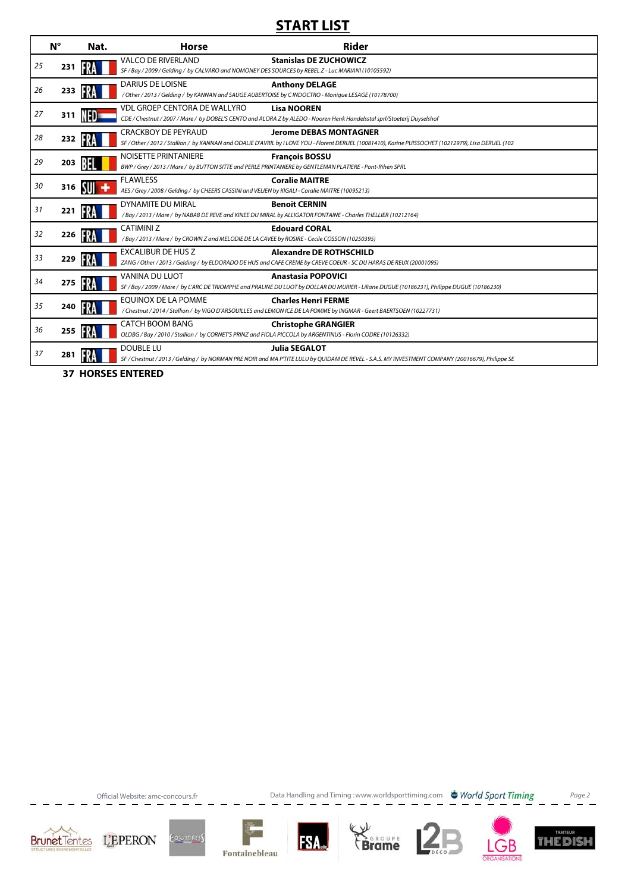## START LIST

| | N° | Nat. | Horse | Rider |
|---|---|---|---|---|
| 25 | 231 | FRA | VALCO DE RIVERLAND<br>*SF / Bay / 2009 / Gelding / by CALVARO and NOMONEY DES SOURCES by REBEL Z - Luc MARIANI (10105592)* | **Stanislas DE ZUCHOWICZ** |
| 26 | 233 | FRA | DARIUS DE LOISNE<br>*/ Other / 2013 / Gelding / by KANNAN and SAUGE AUBERTOISE by C INDOCTRO - Monique LESAGE (10178700)* | **Anthony DELAGE** |
| 27 | 311 | NED | VDL GROEP CENTORA DE WALLYRO<br>*CDE / Chestnut / 2007 / Mare / by DOBEL'S CENTO and ALORA Z by ALEDO - Nooren Henk Handelsstal sprl/Stoeterij Duyselshof* | **Lisa NOOREN** |
| 28 | 232 | FRA | CRACKBOY DE PEYRAUD<br>*SF / Other / 2012 / Stallion / by KANNAN and ODALIE D'AVRIL by I LOVE YOU - Florent DERUEL (10081410), Karine PUISSOCHET (10212979), Lisa DERUEL (102* | **Jerome DEBAS MONTAGNER** |
| 29 | 203 | BEL | NOISETTE PRINTANIERE<br>*BWP / Grey / 2013 / Mare / by BUTTON SITTE and PERLE PRINTANIERE by GENTLEMAN PLATIERE - Pont-Rihen SPRL* | **François BOSSU** |
| 30 | 316 | SUI | FLAWLESS<br>*AES / Grey / 2008 / Gelding / by CHEERS CASSINI and VELIEN by KIGALI - Coralie MAITRE (10095213)* | **Coralie MAITRE** |
| 31 | 221 | FRA | DYNAMITE DU MIRAL<br>*/ Bay / 2013 / Mare / by NABAB DE REVE and KINEE DU MIRAL by ALLIGATOR FONTAINE - Charles THELLIER (10212164)* | **Benoit CERNIN** |
| 32 | 226 | FRA | CATIMINI Z<br>*/ Bay / 2013 / Mare / by CROWN Z and MELODIE DE LA CAVEE by ROSIRE - Cecile COSSON (10250395)* | **Edouard CORAL** |
| 33 | 229 | FRA | EXCALIBUR DE HUS Z<br>*ZANG / Other / 2013 / Gelding / by ELDORADO DE HUS and CAFE CREME by CREVE COEUR - SC DU HARAS DE REUX (20001095)* | **Alexandre DE ROTHSCHILD** |
| 34 | 275 | FRA | VANINA DU LUOT<br>*SF / Bay / 2009 / Mare / by L'ARC DE TRIOMPHE and PRALINE DU LUOT by DOLLAR DU MURIER - Liliane DUGUE (10186231), Philippe DUGUE (10186230)* | **Anastasia POPOVICI** |
| 35 | 240 | FRA | EQUINOX DE LA POMME<br>*/ Chestnut / 2014 / Stallion / by VIGO D'ARSOUILLES and LEMON ICE DE LA POMME by INGMAR - Geert BAERTSOEN (10227731)* | **Charles Henri FERME** |
| 36 | 255 | FRA | CATCH BOOM BANG<br>*OLDBG / Bay / 2010 / Stallion / by CORNET'S PRINZ and FIOLA PICCOLA by ARGENTINUS - Florin CODRE (10126332)* | **Christophe GRANGIER** |
| 37 | 281 | FRA | DOUBLE LU<br>*SF / Chestnut / 2013 / Gelding / by NORMAN PRE NOIR and MA P'TITE LULU by QUIDAM DE REVEL - S.A.S. MY INVESTMENT COMPANY (20016679), Philippe SE* | **Julia SEGALOT** |

**37 HORSES ENTERED**

Official Website: amc-concours.fr

Data Handling and Timing : www.worldsporttiming.com World Sport Timing